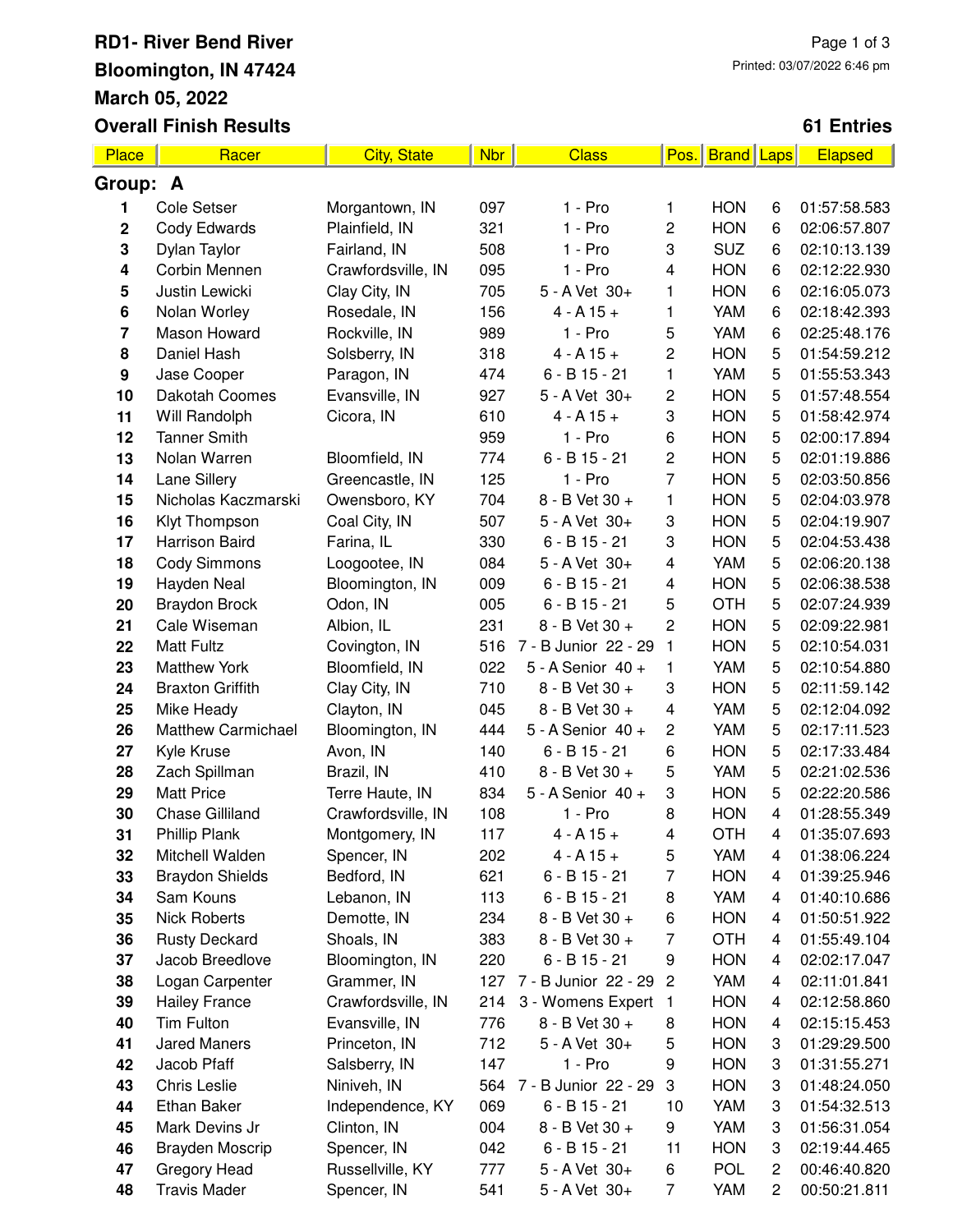# RD1- River Bend River

**Bloomington, IN 47424**

**March 05, 2022**

**Overall Finish Results**

Printed: 03/07/2022 6:46 pm

**61 Entries**

| Place | Racer | City, State | Nbr | Class | Pos. | Brand | Laps | Elapsed |
|---|---|---|---|---|---|---|---|---|
| **Group: A** | | | | | | | | |
| 1 | Cole Setser | Morgantown, IN | 097 | 1 - Pro | 1 | HON | 6 | 01:57:58.583 |
| 2 | Cody Edwards | Plainfield, IN | 321 | 1 - Pro | 2 | HON | 6 | 02:06:57.807 |
| 3 | Dylan Taylor | Fairland, IN | 508 | 1 - Pro | 3 | SUZ | 6 | 02:10:13.139 |
| 4 | Corbin Mennen | Crawfordsville, IN | 095 | 1 - Pro | 4 | HON | 6 | 02:12:22.930 |
| 5 | Justin Lewicki | Clay City, IN | 705 | 5 - A Vet 30+ | 1 | HON | 6 | 02:16:05.073 |
| 6 | Nolan Worley | Rosedale, IN | 156 | 4 - A 15 + | 1 | YAM | 6 | 02:18:42.393 |
| 7 | Mason Howard | Rockville, IN | 989 | 1 - Pro | 5 | YAM | 6 | 02:25:48.176 |
| 8 | Daniel Hash | Solsberry, IN | 318 | 4 - A 15 + | 2 | HON | 5 | 01:54:59.212 |
| 9 | Jase Cooper | Paragon, IN | 474 | 6 - B 15 - 21 | 1 | YAM | 5 | 01:55:53.343 |
| 10 | Dakotah Coomes | Evansville, IN | 927 | 5 - A Vet 30+ | 2 | HON | 5 | 01:57:48.554 |
| 11 | Will Randolph | Cicora, IN | 610 | 4 - A 15 + | 3 | HON | 5 | 01:58:42.974 |
| 12 | Tanner Smith | | 959 | 1 - Pro | 6 | HON | 5 | 02:00:17.894 |
| 13 | Nolan Warren | Bloomfield, IN | 774 | 6 - B 15 - 21 | 2 | HON | 5 | 02:01:19.886 |
| 14 | Lane Sillery | Greencastle, IN | 125 | 1 - Pro | 7 | HON | 5 | 02:03:50.856 |
| 15 | Nicholas Kaczmarski | Owensboro, KY | 704 | 8 - B Vet 30 + | 1 | HON | 5 | 02:04:03.978 |
| 16 | Klyt Thompson | Coal City, IN | 507 | 5 - A Vet 30+ | 3 | HON | 5 | 02:04:19.907 |
| 17 | Harrison Baird | Farina, IL | 330 | 6 - B 15 - 21 | 3 | HON | 5 | 02:04:53.438 |
| 18 | Cody Simmons | Loogootee, IN | 084 | 5 - A Vet 30+ | 4 | YAM | 5 | 02:06:20.138 |
| 19 | Hayden Neal | Bloomington, IN | 009 | 6 - B 15 - 21 | 4 | HON | 5 | 02:06:38.538 |
| 20 | Braydon Brock | Odon, IN | 005 | 6 - B 15 - 21 | 5 | OTH | 5 | 02:07:24.939 |
| 21 | Cale Wiseman | Albion, IL | 231 | 8 - B Vet 30 + | 2 | HON | 5 | 02:09:22.981 |
| 22 | Matt Fultz | Covington, IN | 516 | 7 - B Junior 22 - 29 | 1 | HON | 5 | 02:10:54.031 |
| 23 | Matthew York | Bloomfield, IN | 022 | 5 - A Senior 40 + | 1 | YAM | 5 | 02:10:54.880 |
| 24 | Braxton Griffith | Clay City, IN | 710 | 8 - B Vet 30 + | 3 | HON | 5 | 02:11:59.142 |
| 25 | Mike Heady | Clayton, IN | 045 | 8 - B Vet 30 + | 4 | YAM | 5 | 02:12:04.092 |
| 26 | Matthew Carmichael | Bloomington, IN | 444 | 5 - A Senior 40 + | 2 | YAM | 5 | 02:17:11.523 |
| 27 | Kyle Kruse | Avon, IN | 140 | 6 - B 15 - 21 | 6 | HON | 5 | 02:17:33.484 |
| 28 | Zach Spillman | Brazil, IN | 410 | 8 - B Vet 30 + | 5 | YAM | 5 | 02:21:02.536 |
| 29 | Matt Price | Terre Haute, IN | 834 | 5 - A Senior 40 + | 3 | HON | 5 | 02:22:20.586 |
| 30 | Chase Gilliland | Crawfordsville, IN | 108 | 1 - Pro | 8 | HON | 4 | 01:28:55.349 |
| 31 | Phillip Plank | Montgomery, IN | 117 | 4 - A 15 + | 4 | OTH | 4 | 01:35:07.693 |
| 32 | Mitchell Walden | Spencer, IN | 202 | 4 - A 15 + | 5 | YAM | 4 | 01:38:06.224 |
| 33 | Braydon Shields | Bedford, IN | 621 | 6 - B 15 - 21 | 7 | HON | 4 | 01:39:25.946 |
| 34 | Sam Kouns | Lebanon, IN | 113 | 6 - B 15 - 21 | 8 | YAM | 4 | 01:40:10.686 |
| 35 | Nick Roberts | Demotte, IN | 234 | 8 - B Vet 30 + | 6 | HON | 4 | 01:50:51.922 |
| 36 | Rusty Deckard | Shoals, IN | 383 | 8 - B Vet 30 + | 7 | OTH | 4 | 01:55:49.104 |
| 37 | Jacob Breedlove | Bloomington, IN | 220 | 6 - B 15 - 21 | 9 | HON | 4 | 02:02:17.047 |
| 38 | Logan Carpenter | Grammer, IN | 127 | 7 - B Junior 22 - 29 | 2 | YAM | 4 | 02:11:01.841 |
| 39 | Hailey France | Crawfordsville, IN | 214 | 3 - Womens Expert | 1 | HON | 4 | 02:12:58.860 |
| 40 | Tim Fulton | Evansville, IN | 776 | 8 - B Vet 30 + | 8 | HON | 4 | 02:15:15.453 |
| 41 | Jared Maners | Princeton, IN | 712 | 5 - A Vet 30+ | 5 | HON | 3 | 01:29:29.500 |
| 42 | Jacob Pfaff | Salsberry, IN | 147 | 1 - Pro | 9 | HON | 3 | 01:31:55.271 |
| 43 | Chris Leslie | Niniveh, IN | 564 | 7 - B Junior 22 - 29 | 3 | HON | 3 | 01:48:24.050 |
| 44 | Ethan Baker | Independence, KY | 069 | 6 - B 15 - 21 | 10 | YAM | 3 | 01:54:32.513 |
| 45 | Mark Devins Jr | Clinton, IN | 004 | 8 - B Vet 30 + | 9 | YAM | 3 | 01:56:31.054 |
| 46 | Brayden Moscrip | Spencer, IN | 042 | 6 - B 15 - 21 | 11 | HON | 3 | 02:19:44.465 |
| 47 | Gregory Head | Russellville, KY | 777 | 5 - A Vet 30+ | 6 | POL | 2 | 00:46:40.820 |
| 48 | Travis Mader | Spencer, IN | 541 | 5 - A Vet 30+ | 7 | YAM | 2 | 00:50:21.811 |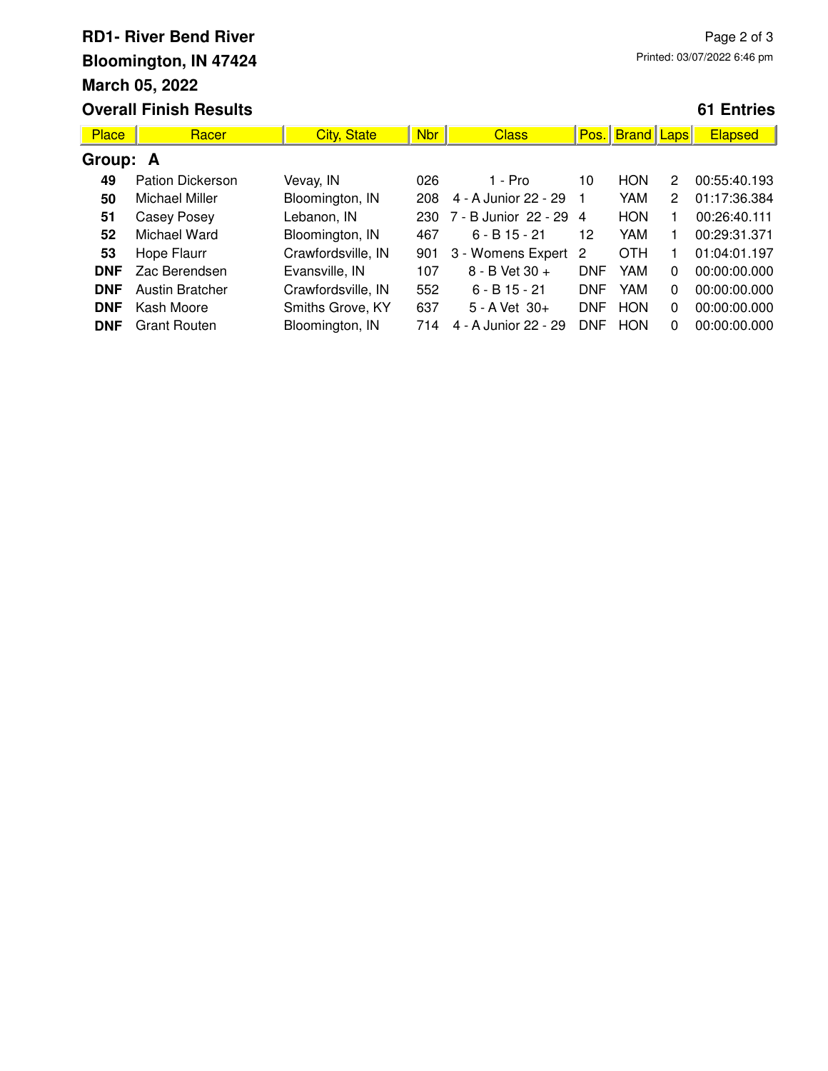# RD1- River Bend River

**Bloomington, IN 47424**

**March 05, 2022**

**Overall Finish Results**

Printed: 03/07/2022 6:46 pm

**61 Entries**

| Place | Racer | City, State | Nbr | Class | Pos. | Brand | Laps | Elapsed |
|---|---|---|---|---|---|---|---|---|
| **Group: A** | | | | | | | | |
| **49** | Pation Dickerson | Vevay, IN | 026 | 1 - Pro | 10 | HON | 2 | 00:55:40.193 |
| **50** | Michael Miller | Bloomington, IN | 208 | 4 - A Junior 22 - 29 | 1 | YAM | 2 | 01:17:36.384 |
| **51** | Casey Posey | Lebanon, IN | 230 | 7 - B Junior 22 - 29 | 4 | HON | 1 | 00:26:40.111 |
| **52** | Michael Ward | Bloomington, IN | 467 | 6 - B 15 - 21 | 12 | YAM | 1 | 00:29:31.371 |
| **53** | Hope Flaurr | Crawfordsville, IN | 901 | 3 - Womens Expert | 2 | OTH | 1 | 01:04:01.197 |
| **DNF** | Zac Berendsen | Evansville, IN | 107 | 8 - B Vet 30 + | DNF | YAM | 0 | 00:00:00.000 |
| **DNF** | Austin Bratcher | Crawfordsville, IN | 552 | 6 - B 15 - 21 | DNF | YAM | 0 | 00:00:00.000 |
| **DNF** | Kash Moore | Smiths Grove, KY | 637 | 5 - A Vet 30+ | DNF | HON | 0 | 00:00:00.000 |
| **DNF** | Grant Routen | Bloomington, IN | 714 | 4 - A Junior 22 - 29 | DNF | HON | 0 | 00:00:00.000 |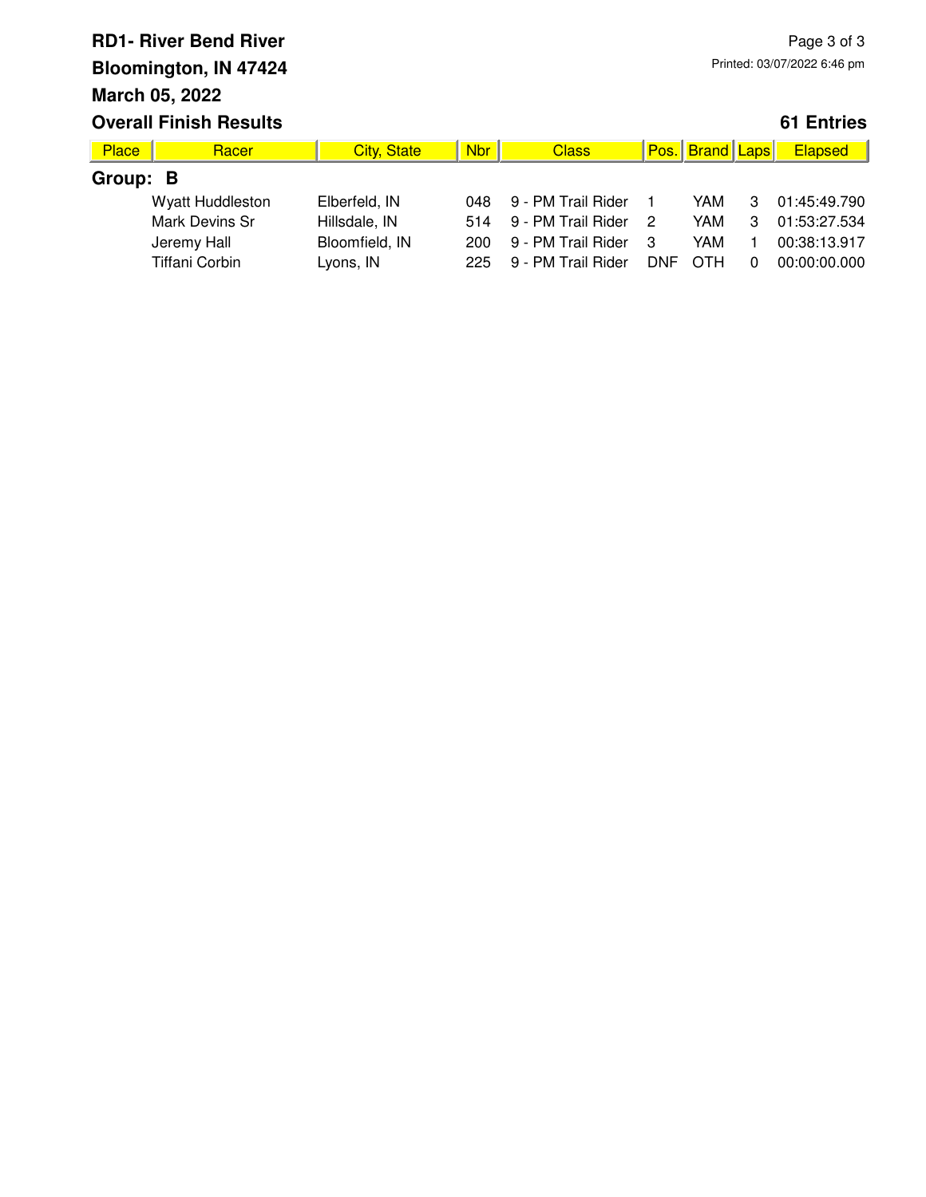**RD1- River Bend River**

**Bloomington, IN 47424**

**March 05, 2022**

**Overall Finish Results** **61 Entries**

Printed: 03/07/2022 6:46 pm

| Place | Racer | City, State | Nbr | Class | Pos. | Brand | Laps | Elapsed |
|---|---|---|---|---|---|---|---|---|
| **Group: B** | | | | | | | | |
| | Wyatt Huddleston | Elberfeld, IN | 048 | 9 - PM Trail Rider | 1 | YAM | 3 | 01:45:49.790 |
| | Mark Devins Sr | Hillsdale, IN | 514 | 9 - PM Trail Rider | 2 | YAM | 3 | 01:53:27.534 |
| | Jeremy Hall | Bloomfield, IN | 200 | 9 - PM Trail Rider | 3 | YAM | 1 | 00:38:13.917 |
| | Tiffani Corbin | Lyons, IN | 225 | 9 - PM Trail Rider | DNF | OTH | 0 | 00:00:00.000 |